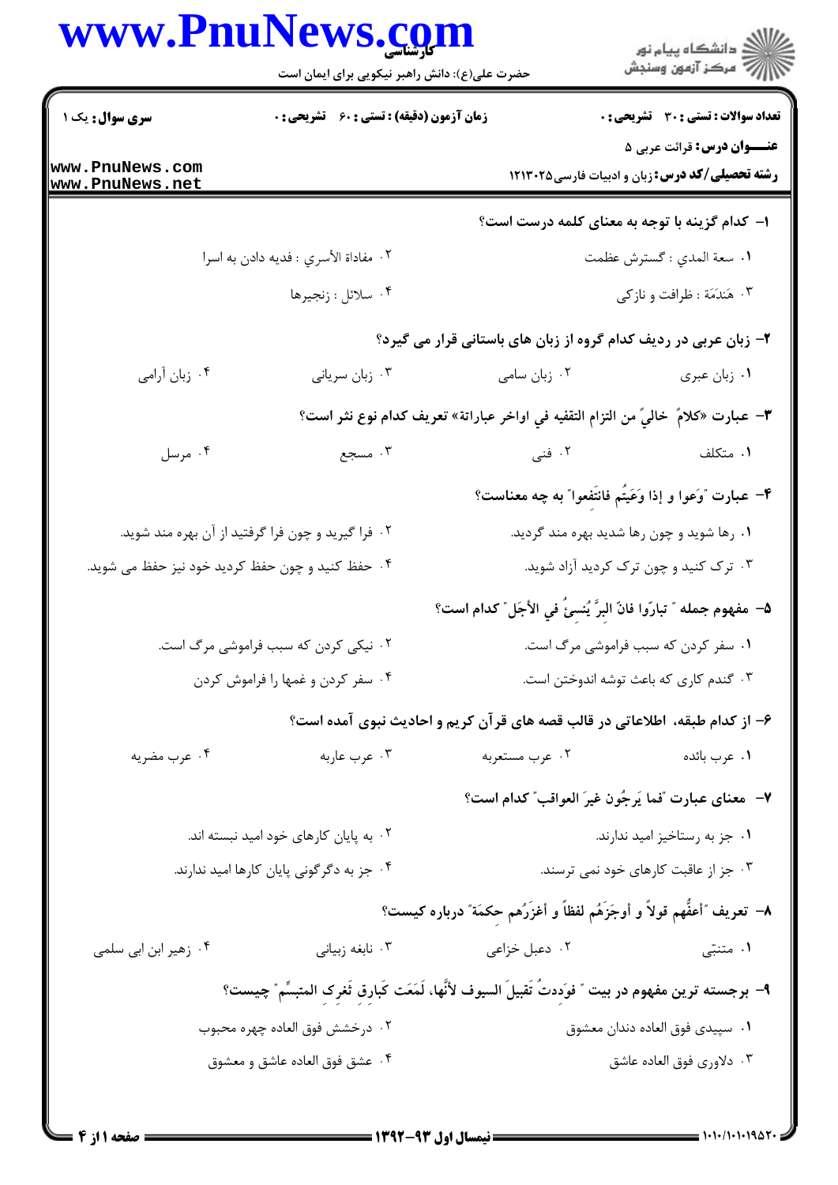**سری سؤال:** یک ۱

**زمان آزمون (دقیقه) : تستی : ۶۰ تشریحی : ۰**

**تعداد سوالات : تستی : ۳۰ تشریحی : ۰**

**عنـــوان درس:** قرائت عربی ۵

**رشته تحصیلی/کد درس:** زبان و ادبیات فارسی ۱۲۱۳۰۲۵

---

**۱- کدام گزینه با توجه به معنای کلمه درست است؟**

۱. سعة المدي : گسترش عظمت

۲. مفاداة الأسري : فدیه دادن به اسرا

۳. هَندَمَة : ظرافت و نازکی

۴. سلائل : زنجیرها

**۲- زبان عربی در ردیف کدام گروه از زبان های باستانی قرار می گیرد؟**

۱. زبان عبری

۲. زبان سامی

۳. زبان سریانی

۴. زبان آرامی

**۳- عبارت «کلامٌ خالیٌ من التزام التقفیه في اواخر عباراتة» تعریف کدام نوع نثر است؟**

۱. متکلف

۲. فنی

۳. مسجع

۴. مرسل

**۴- عبارت "وَعوا و إذا وَعَیتُم فانتَفِعوا" به چه معناست؟**

۱. رها شوید و چون رها شدید بهره مند گردید.

۲. فرا گیرید و چون فرا گرفتید از آن بهره مند شوید.

۳. ترک کنید و چون ترک کردید آزاد شوید.

۴. حفظ کنید و چون حفظ کردید خود نیز حفظ می شوید.

**۵- مفهوم جمله " تبارّوا فانّ البِرَّ یُنسِئُ في الأجَل " کدام است؟**

۱. سفر کردن که سبب فراموشی مرگ است.

۲. نیکی کردن که سبب فراموشی مرگ است.

۳. گندم کاری که باعث توشه اندوختن است.

۴. سفر کردن و غمها را فراموش کردن

**۶- از کدام طبقه، اطلاعاتی در قالب قصه های قرآن کریم و احادیث نبوی آمده است؟**

۱. عرب بائده

۲. عرب مستعربه

۳. عرب عاربه

۴. عرب مضریه

**۷- معنای عبارت "فما یَرجُون غیرَ العواقب" کدام است؟**

۱. جز به رستاخیز امید ندارند.

۲. به پایان کارهای خود امید نبسته اند.

۳. جز از عاقبت کارهای خود نمی ترسند.

۴. جز به دگرگونی پایان کارها امید ندارند.

**۸- تعریف "أعفُّهم قولاً و أوجَزَهُم لفظاً و أغزَرُهم حکمَة" درباره کیست؟**

۱. متنبّی

۲. دعبل خزاعی

۳. نابغه زبیانی

۴. زهیر ابن ابی سلمی

**۹- برجسته ترین مفهوم در بیت " فوَدِدتُ تَقبیلَ السیوف لأنَّها، لَمَعَت کَبارِقِ ثَغرِک المتبسِّم " چیست؟**

۱. سپیدی فوق العاده دندان معشوق

۲. درخشش فوق العاده چهره محبوب

۳. دلاوری فوق العاده عاشق

۴. عشق فوق العاده عاشق و معشوق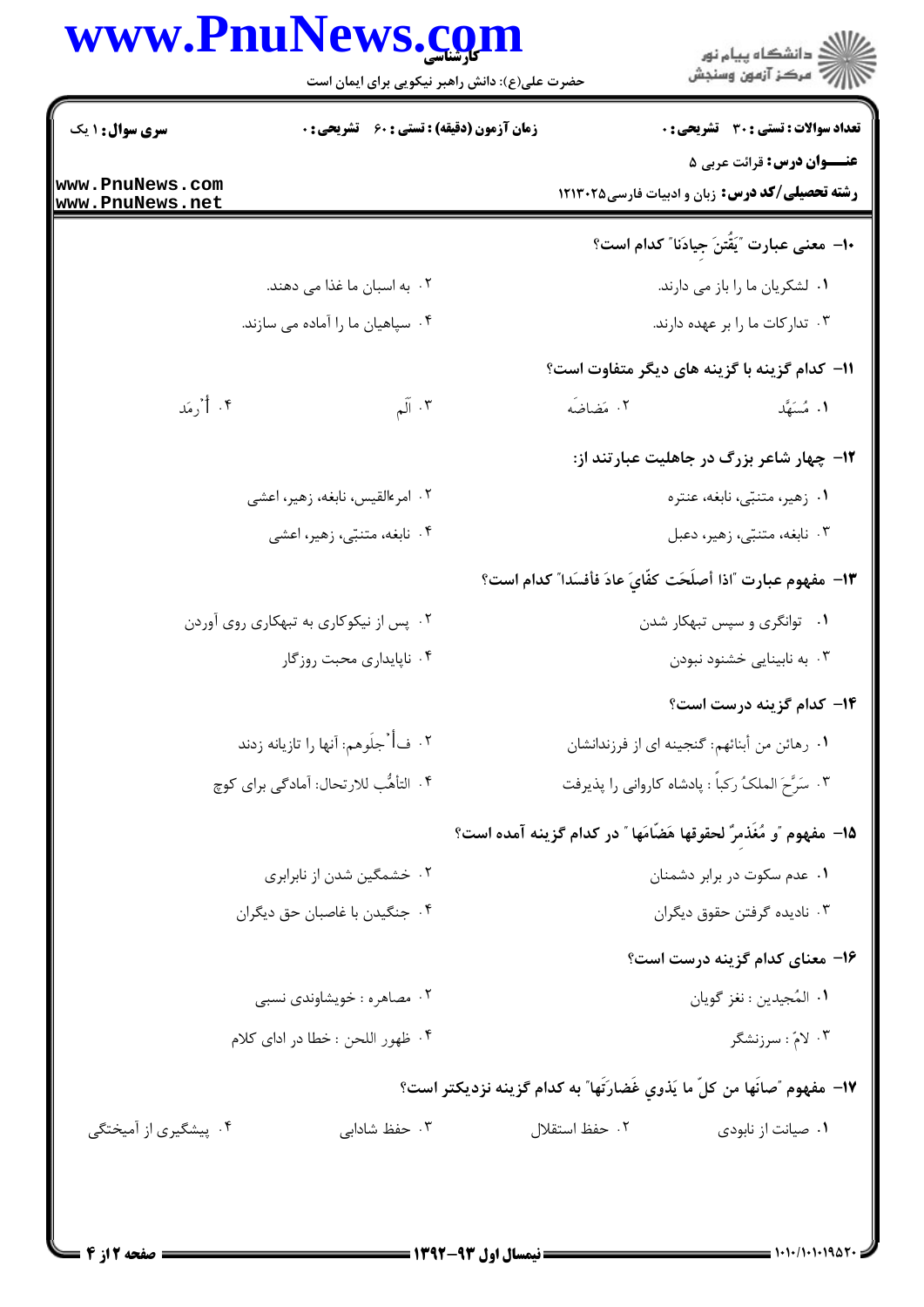**تعداد سوالات : تستی : ۳۰ تشریحی : ۰** | **زمان آزمون (دقیقه) : تستی : ۶۰ تشریحی : ۰** | **سری سوال : ۱ یک**

**عنـــوان درس:** قرائت عربی ۵

**رشته تحصیلی/کد درس:** زبان و ادبیات فارسی۱۲۱۳۰۲۵

۱۰- معنی عبارت "یَقُتنَ جیادَنا" کدام است؟

۱. لشکریان ما را باز می دارند.
۲. به اسبان ما غذا می دهند.
۳. تدارکات ما را بر عهده دارند.
۴. سپاهیان ما را آماده می سازند.

۱۱- کدام گزینه با گزینه های دیگر متفاوت است؟

۱. مُسَهَّد
۲. مَضاضَه
۳. اَلَم
۴. أرمَد

۱۲- چهار شاعر بزرگ در جاهلیت عبارتند از:

۱. زهیر، متنبّی، نابغه، عنتره
۲. امرءالقیس، نابغه، زهیر، اعشی
۳. نابغه، متنبّی، زهیر، دعبل
۴. نابغه، متنبّی، زهیر، اعشی

۱۳- مفهوم عبارت "اذا أصلَحَت کفّایَ عادَ فأفسَدا" کدام است؟

۱. توانگری و سپس تبهکار شدن
۲. پس از نیکوکاری به تبهکاری روی آوردن
۳. به نابینایی خشنود نبودن
۴. ناپایداری محبت روزگار

۱۴- کدام گزینه درست است؟

۱. رهائن من أبنائهم: گنجینه ای از فرزندانشان
۲. فأجلَوهم: آنها را تازیانه زدند
۳. سَرَّحَ الملکُ رَکباً : پادشاه کاروانی را پذیرفت
۴. التأهُّب للارتحال: آمادگی برای کوچ

۱۵- مفهوم "و مُغَذمِرٌ لحقوقها هَضّامَها " در کدام گزینه آمده است؟

۱. عدم سکوت در برابر دشمنان
۲. خشمگین شدن از نابرابری
۳. نادیده گرفتن حقوق دیگران
۴. جنگیدن با غاصبان حق دیگران

۱۶- معنای کدام گزینه درست است؟

۱. المُجیدین : نغز گویان
۲. مصاهره : خویشاوندی نسبی
۳. لامَ : سرزنشگر
۴. ظهور اللحن : خطا در ادای کلام

۱۷- مفهوم "صانَها من کلّ ما یَذوي غَضارتَها" به کدام گزینه نزدیکتر است؟

۱. صیانت از نابودی
۲. حفظ استقلال
۳. حفظ شادابی
۴. پیشگیری از آمیختگی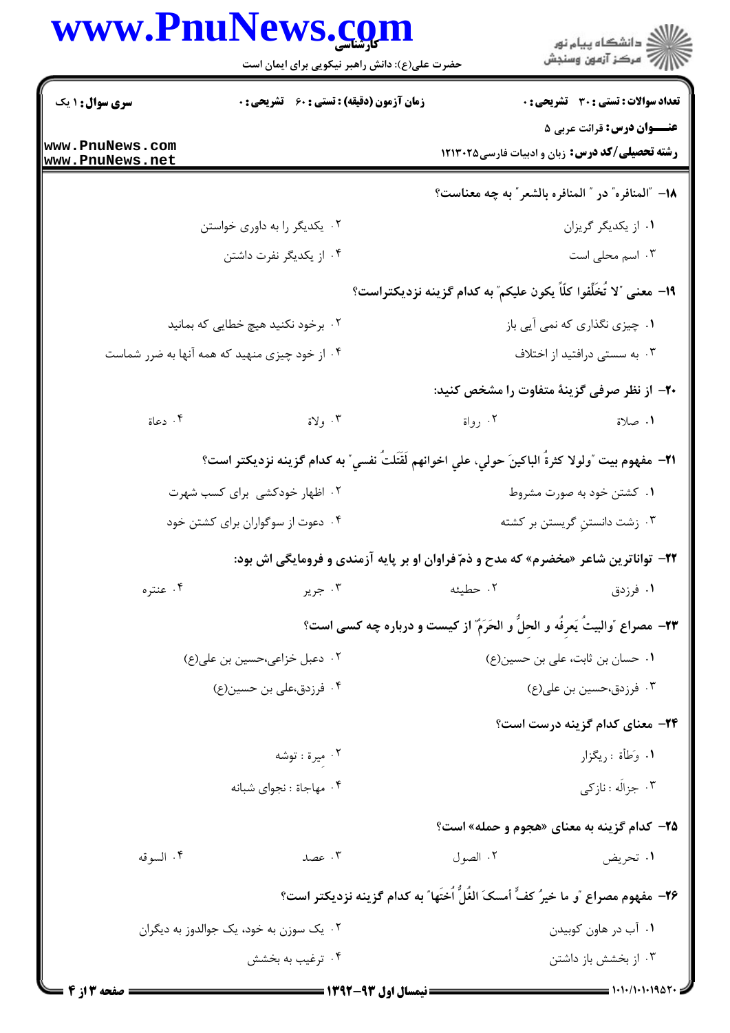سری سؤال: ۱ یک | زمان آزمون (دقیقه) : تستی : ۶۰ تشریحی : ۰ | تعداد سوالات : تستی : ۳۰ تشریحی : ۰

**عنـــوان درس:** قرائت عربی ۵

**رشته تحصیلی/کد درس:** زبان و ادبیات فارسی۱۲۱۳۰۲۵

**۱۸- "المنافره" در " المنافره بالشعر" به چه معناست؟**

۱. از یکدیگر گریزان

۲. یکدیگر را به داوری خواستن

۳. اسم محلی است

۴. از یکدیگر نفرت داشتن

**۱۹- معنی "لا تُخَلِّفوا کلّاً یکون علیکم" به کدام گزینه نزدیکتراست؟**

۱. چیزی نگذاری که نمی آیی باز

۲. برخود نکنید هیچ خطایی که بمانید

۳. به سستی درافتید از اختلاف

۴. از خود چیزی منهید که همه آنها به ضرر شماست

**۲۰- از نظر صرفی گزینهٔ متفاوت را مشخص کنید:**

۱. صلاة

۲. رواة

۳. ولاة

۴. دعاة

**۲۱- مفهوم بیت "ولولا کثرةُ الباکینَ حولي، علي اخوانهم لَقَتَلتُ نفسي" به کدام گزینه نزدیکتر است؟**

۱. کشتن خود به صورت مشروط

۲. اظهار خودکشی برای کسب شهرت

۳. زشت دانستنِ گریستن بر کشته

۴. دعوت از سوگواران برای کشتن خود

**۲۲- تواناترین شاعر «مخضرم» که مدح و ذمّ فراوان او بر پایه آزمندی و فرومایگی اش بود:**

۱. فرزدق

۲. حطیئه

۳. جریر

۴. عنتره

**۲۳- مصراع "والبیتُ یَعرفُه و الحلُّ و الحَرَمُ" از کیست و درباره چه کسی است؟**

۱. حسان بن ثابت، علی بن حسین(ع)

۲. دعبل خزاعی،حسین بن علی(ع)

۳. فرزدق،حسین بن علی(ع)

۴. فرزدق،علی بن حسین(ع)

**۲۴- معنای کدام گزینه درست است؟**

۱. وَطأة : ریگزار

۲. میرة : توشه

۳. جزالَه : نازکی

۴. مهاجاة : نجوای شبانه

**۲۵- کدام گزینه به معنای «هجوم و حمله» است؟**

۱. تحریض

۲. الصول

۳. عصد

۴. السوقه

**۲۶- مفهوم مصراع "و ما خیرُ کفٍّ أمسکَ الغُلُّ اُختَها" به کدام گزینه نزدیکتر است؟**

۱. آب در هاون کوبیدن

۲. یک سوزن به خود، یک جوالدوز به دیگران

۳. از بخشش باز داشتن

۴. ترغیب به بخشش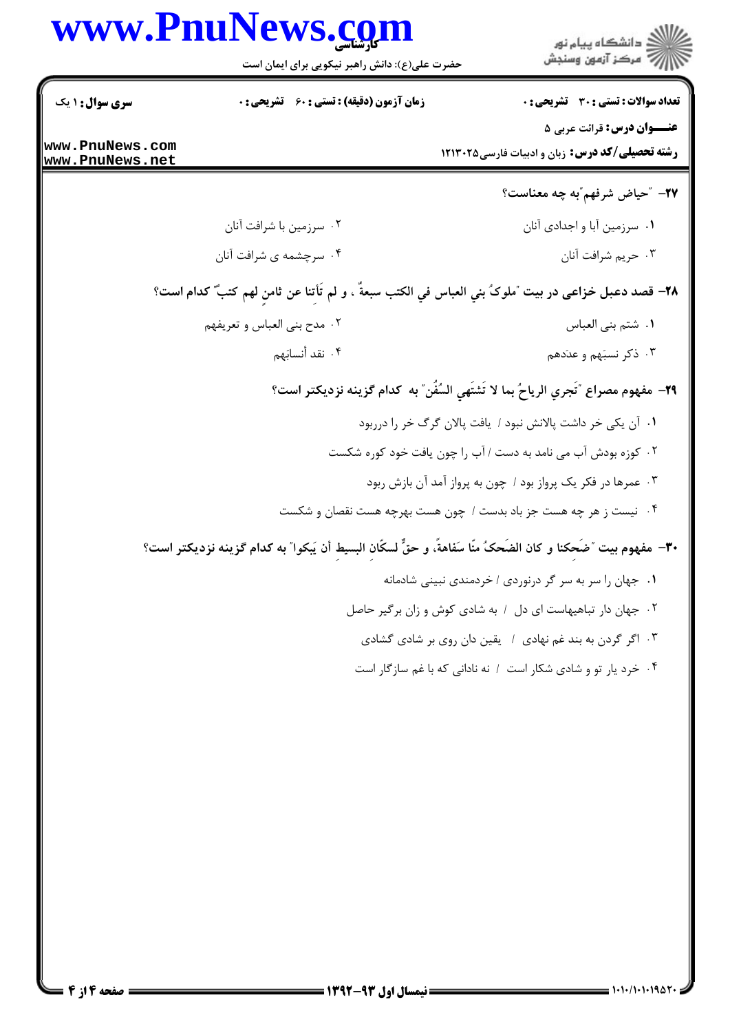**۲۷- "حیاض شرفهم"به چه معناست؟**

۱. سرزمین آبا و اجدادی آنان

۲. سرزمین با شرافت آنان

۳. حریم شرافت آنان

۴. سرچشمه ی شرافت آنان

**۲۸- قصد دعبل خزاعی در بیت "ملوکُ بني العباس في الكتب سبعةٌ ، و لم تَأتنا عن ثامنٍ لهم کتبٌ" کدام است؟**

۱. شتم بنی العباس

۲. مدح بنی العباس و تعریفهم

۳. ذکر نسبَهم و عدَدهم

۴. نقد أنسابهم

**۲۹- مفهوم مصراع "تَجري الرياحُ بما لا تَشتَهي السُفُن" به کدام گزینه نزدیکتر است؟**

۱. آن یکی خر داشت پالانش نبود / یافت پالان گرگ خر را درربود

۲. کوزه بودش آب می نامد به دست / آب را چون یافت خود کوره شکست

۳. عمرها در فکر یک پرواز بود / چون به پرواز آمد آن بازش ربود

۴. نیست ز هر چه هست جز باد بدست / چون هست بهرچه هست نقصان و شکست

**۳۰- مفهوم بیت "ضَحِكنا و كان الضَحكُ منّا سَفاهةً، و حقٌّ لسكّانِ البسيطِ أن يَبكوا" به کدام گزینه نزدیکتر است؟**

۱. جهان را سر به سر گر درنوردی / خردمندی نبینی شادمانه

۲. جهان دار تباهیهاست ای دل / به شادی کوش و زان برگیر حاصل

۳. اگر گردن به بند غم نهادی / یقین دان روی بر شادی گشادی

۴. خرد یار تو و شادی شکار است / نه نادانی که با غم سازگار است